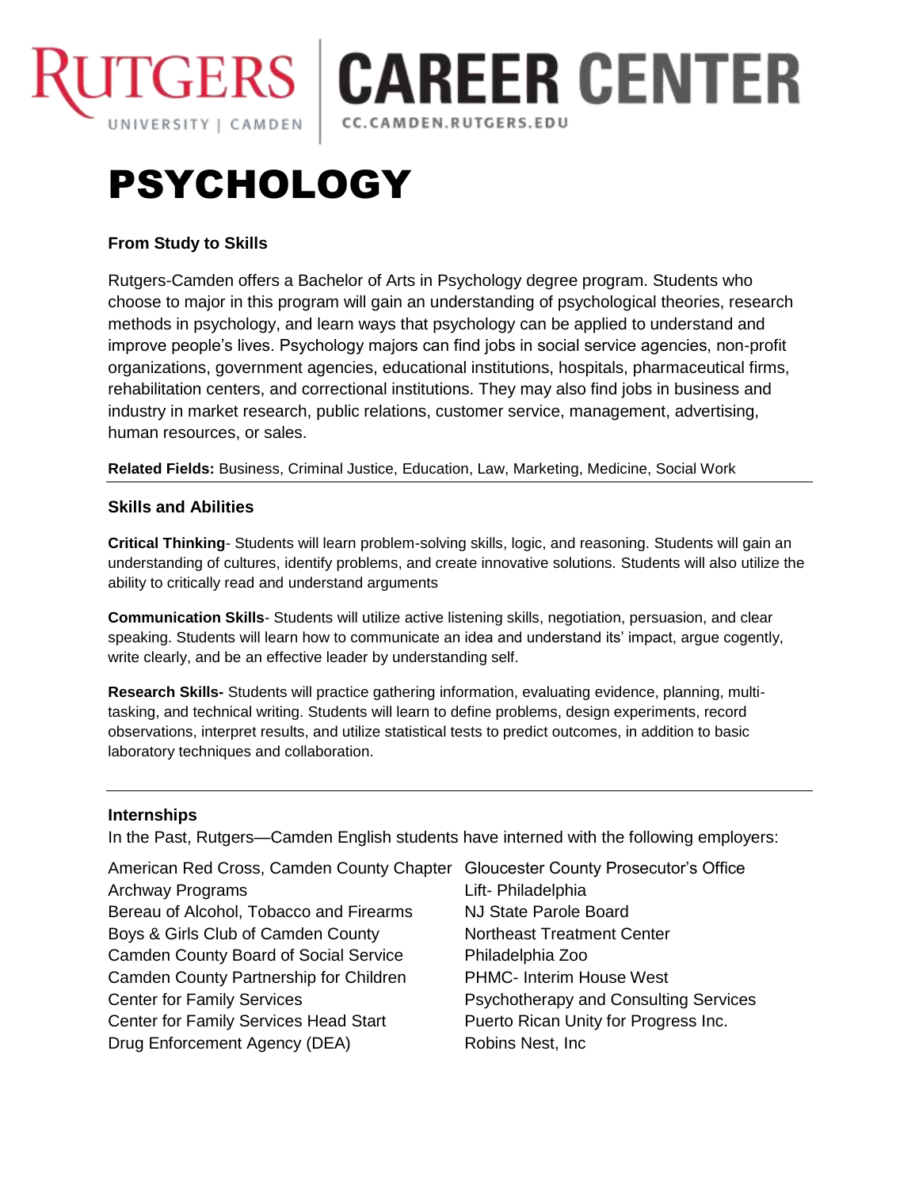RUTGERS UNIVERSITY | CAMDEN | CAREER CENTER CC.CAMDEN.RUTGERS.EDU

# PSYCHOLOGY

### From Study to Skills

Rutgers-Camden offers a Bachelor of Arts in Psychology degree program. Students who choose to major in this program will gain an understanding of psychological theories, research methods in psychology, and learn ways that psychology can be applied to understand and improve people's lives. Psychology majors can find jobs in social service agencies, non-profit organizations, government agencies, educational institutions, hospitals, pharmaceutical firms, rehabilitation centers, and correctional institutions. They may also find jobs in business and industry in market research, public relations, customer service, management, advertising, human resources, or sales.

**Related Fields:** Business, Criminal Justice, Education, Law, Marketing, Medicine, Social Work

---

### Skills and Abilities

**Critical Thinking**- Students will learn problem-solving skills, logic, and reasoning. Students will gain an understanding of cultures, identify problems, and create innovative solutions. Students will also utilize the ability to critically read and understand arguments

**Communication Skills**- Students will utilize active listening skills, negotiation, persuasion, and clear speaking. Students will learn how to communicate an idea and understand its' impact, argue cogently, write clearly, and be an effective leader by understanding self.

**Research Skills-** Students will practice gathering information, evaluating evidence, planning, multi-tasking, and technical writing. Students will learn to define problems, design experiments, record observations, interpret results, and utilize statistical tests to predict outcomes, in addition to basic laboratory techniques and collaboration.

---

### Internships

In the Past, Rutgers—Camden English students have interned with the following employers:

American Red Cross, Camden County Chapter
Archway Programs
Bereau of Alcohol, Tobacco and Firearms
Boys & Girls Club of Camden County
Camden County Board of Social Service
Camden County Partnership for Children
Center for Family Services
Center for Family Services Head Start
Drug Enforcement Agency (DEA)
Gloucester County Prosecutor's Office
Lift- Philadelphia
NJ State Parole Board
Northeast Treatment Center
Philadelphia Zoo
PHMC- Interim House West
Psychotherapy and Consulting Services
Puerto Rican Unity for Progress Inc.
Robins Nest, Inc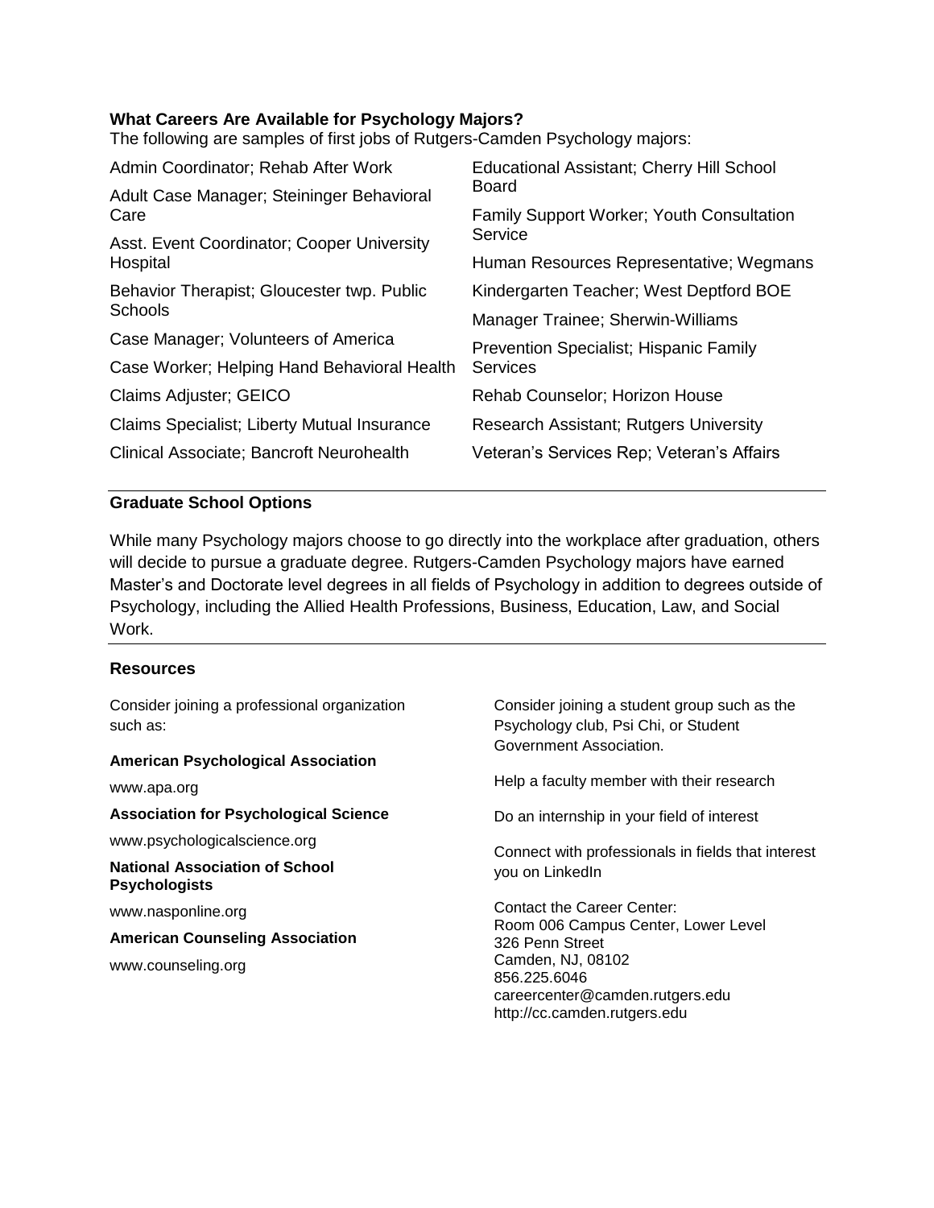**What Careers Are Available for Psychology Majors?**

The following are samples of first jobs of Rutgers-Camden Psychology majors:

- Admin Coordinator; Rehab After Work
- Adult Case Manager; Steininger Behavioral Care
- Asst. Event Coordinator; Cooper University Hospital
- Behavior Therapist; Gloucester twp. Public Schools
- Case Manager; Volunteers of America
- Case Worker; Helping Hand Behavioral Health
- Claims Adjuster; GEICO
- Claims Specialist; Liberty Mutual Insurance
- Clinical Associate; Bancroft Neurohealth
- Educational Assistant; Cherry Hill School Board
- Family Support Worker; Youth Consultation Service
- Human Resources Representative; Wegmans
- Kindergarten Teacher; West Deptford BOE
- Manager Trainee; Sherwin-Williams
- Prevention Specialist; Hispanic Family Services
- Rehab Counselor; Horizon House
- Research Assistant; Rutgers University
- Veteran's Services Rep; Veteran's Affairs

## Graduate School Options

While many Psychology majors choose to go directly into the workplace after graduation, others will decide to pursue a graduate degree. Rutgers-Camden Psychology majors have earned Master's and Doctorate level degrees in all fields of Psychology in addition to degrees outside of Psychology, including the Allied Health Professions, Business, Education, Law, and Social Work.

## Resources

Consider joining a professional organization such as:

**American Psychological Association**

www.apa.org

**Association for Psychological Science**

www.psychologicalscience.org

**National Association of School Psychologists**

www.nasponline.org

**American Counseling Association**

www.counseling.org

Consider joining a student group such as the Psychology club, Psi Chi, or Student Government Association.

Help a faculty member with their research

Do an internship in your field of interest

Connect with professionals in fields that interest you on LinkedIn

Contact the Career Center:
Room 006 Campus Center, Lower Level
326 Penn Street
Camden, NJ, 08102
856.225.6046
careercenter@camden.rutgers.edu
http://cc.camden.rutgers.edu